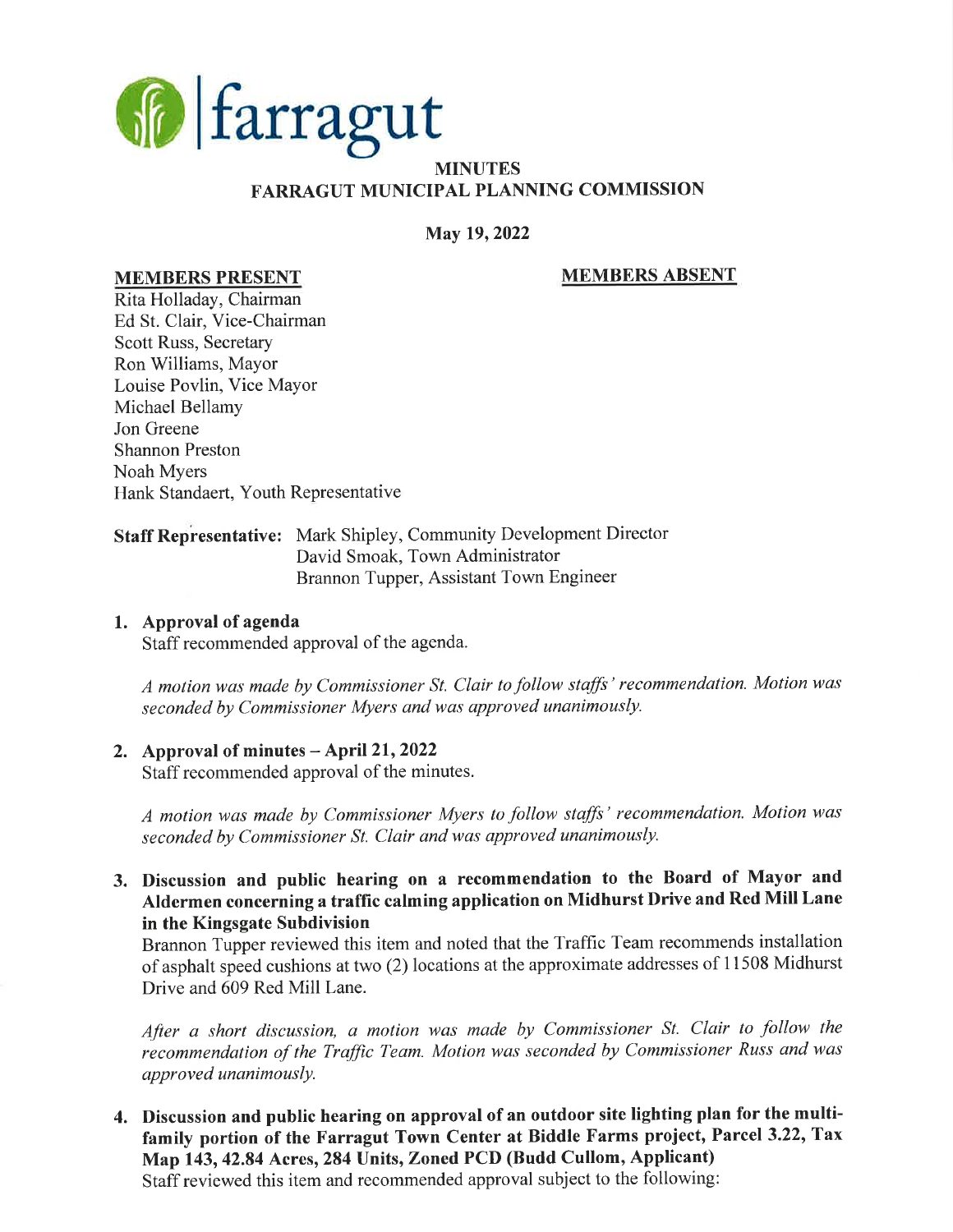farragut

# MINUTES
## FARRAGUT MUNICIPAL PLANNING COMMISSION

**May 19, 2022**

**MEMBERS PRESENT**

Rita Holladay, Chairman
Ed St. Clair, Vice-Chairman
Scott Russ, Secretary
Ron Williams, Mayor
Louise Povlin, Vice Mayor
Michael Bellamy
Jon Greene
Shannon Preston
Noah Myers
Hank Standaert, Youth Representative

**MEMBERS ABSENT**

**Staff Representative:** Mark Shipley, Community Development Director
David Smoak, Town Administrator
Brannon Tupper, Assistant Town Engineer

1. **Approval of agenda**
   Staff recommended approval of the agenda.

   *A motion was made by Commissioner St. Clair to follow staffs' recommendation. Motion was seconded by Commissioner Myers and was approved unanimously.*

2. **Approval of minutes – April 21, 2022**
   Staff recommended approval of the minutes.

   *A motion was made by Commissioner Myers to follow staffs' recommendation. Motion was seconded by Commissioner St. Clair and was approved unanimously.*

3. **Discussion and public hearing on a recommendation to the Board of Mayor and Aldermen concerning a traffic calming application on Midhurst Drive and Red Mill Lane in the Kingsgate Subdivision**
   Brannon Tupper reviewed this item and noted that the Traffic Team recommends installation of asphalt speed cushions at two (2) locations at the approximate addresses of 11508 Midhurst Drive and 609 Red Mill Lane.

   *After a short discussion, a motion was made by Commissioner St. Clair to follow the recommendation of the Traffic Team. Motion was seconded by Commissioner Russ and was approved unanimously.*

4. **Discussion and public hearing on approval of an outdoor site lighting plan for the multi-family portion of the Farragut Town Center at Biddle Farms project, Parcel 3.22, Tax Map 143, 42.84 Acres, 284 Units, Zoned PCD (Budd Cullom, Applicant)**
   Staff reviewed this item and recommended approval subject to the following: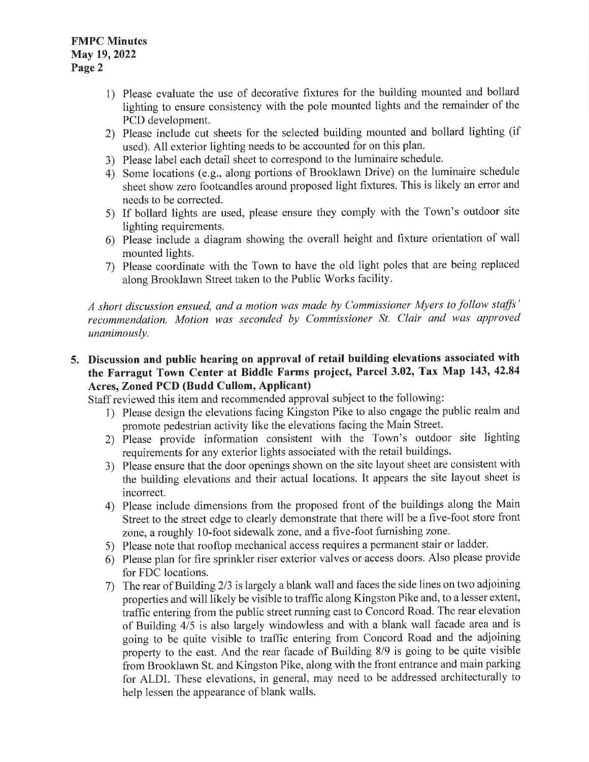1) Please evaluate the use of decorative fixtures for the building mounted and bollard lighting to ensure consistency with the pole mounted lights and the remainder of the PCD development.
2) Please include cut sheets for the selected building mounted and bollard lighting (if used). All exterior lighting needs to be accounted for on this plan.
3) Please label each detail sheet to correspond to the luminaire schedule.
4) Some locations (e.g., along portions of Brooklawn Drive) on the luminaire schedule sheet show zero footcandles around proposed light fixtures. This is likely an error and needs to be corrected.
5) If bollard lights are used, please ensure they comply with the Town's outdoor site lighting requirements.
6) Please include a diagram showing the overall height and fixture orientation of wall mounted lights.
7) Please coordinate with the Town to have the old light poles that are being replaced along Brooklawn Street taken to the Public Works facility.

*A short discussion ensued, and a motion was made by Commissioner Myers to follow staffs' recommendation. Motion was seconded by Commissioner St. Clair and was approved unanimously.*

**5. Discussion and public hearing on approval of retail building elevations associated with the Farragut Town Center at Biddle Farms project, Parcel 3.02, Tax Map 143, 42.84 Acres, Zoned PCD (Budd Cullom, Applicant)**

Staff reviewed this item and recommended approval subject to the following:

1) Please design the elevations facing Kingston Pike to also engage the public realm and promote pedestrian activity like the elevations facing the Main Street.
2) Please provide information consistent with the Town's outdoor site lighting requirements for any exterior lights associated with the retail buildings.
3) Please ensure that the door openings shown on the site layout sheet are consistent with the building elevations and their actual locations. It appears the site layout sheet is incorrect.
4) Please include dimensions from the proposed front of the buildings along the Main Street to the street edge to clearly demonstrate that there will be a five-foot store front zone, a roughly 10-foot sidewalk zone, and a five-foot furnishing zone.
5) Please note that rooftop mechanical access requires a permanent stair or ladder.
6) Please plan for fire sprinkler riser exterior valves or access doors. Also please provide for FDC locations.
7) The rear of Building 2/3 is largely a blank wall and faces the side lines on two adjoining properties and will likely be visible to traffic along Kingston Pike and, to a lesser extent, traffic entering from the public street running east to Concord Road. The rear elevation of Building 4/5 is also largely windowless and with a blank wall facade area and is going to be quite visible to traffic entering from Concord Road and the adjoining property to the east. And the rear facade of Building 8/9 is going to be quite visible from Brooklawn St. and Kingston Pike, along with the front entrance and main parking for ALDI. These elevations, in general, may need to be addressed architecturally to help lessen the appearance of blank walls.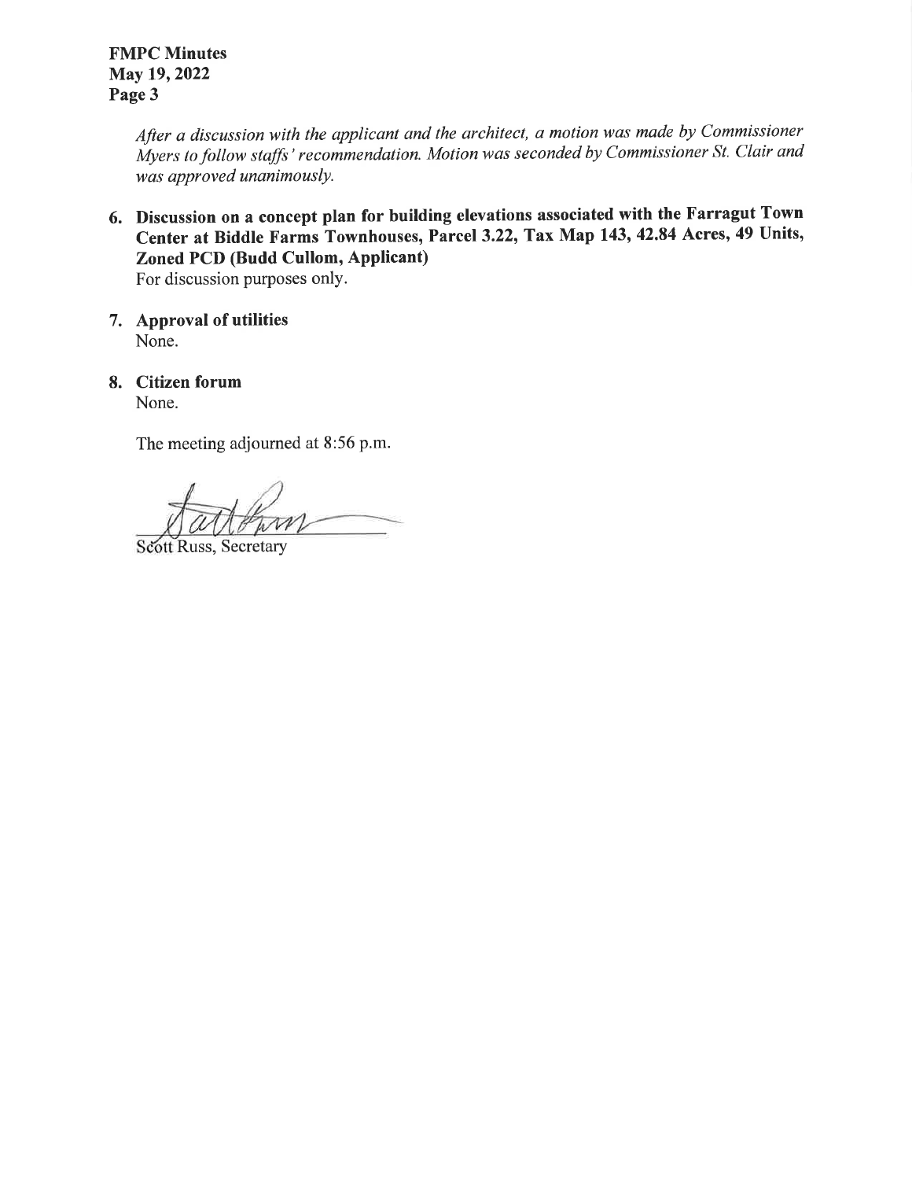*After a discussion with the applicant and the architect, a motion was made by Commissioner Myers to follow staffs' recommendation. Motion was seconded by Commissioner St. Clair and was approved unanimously.*

6. **Discussion on a concept plan for building elevations associated with the Farragut Town Center at Biddle Farms Townhouses, Parcel 3.22, Tax Map 143, 42.84 Acres, 49 Units, Zoned PCD (Budd Cullom, Applicant)**
   For discussion purposes only.

7. **Approval of utilities**
   None.

8. **Citizen forum**
   None.

The meeting adjourned at 8:56 p.m.

Scott Russ, Secretary